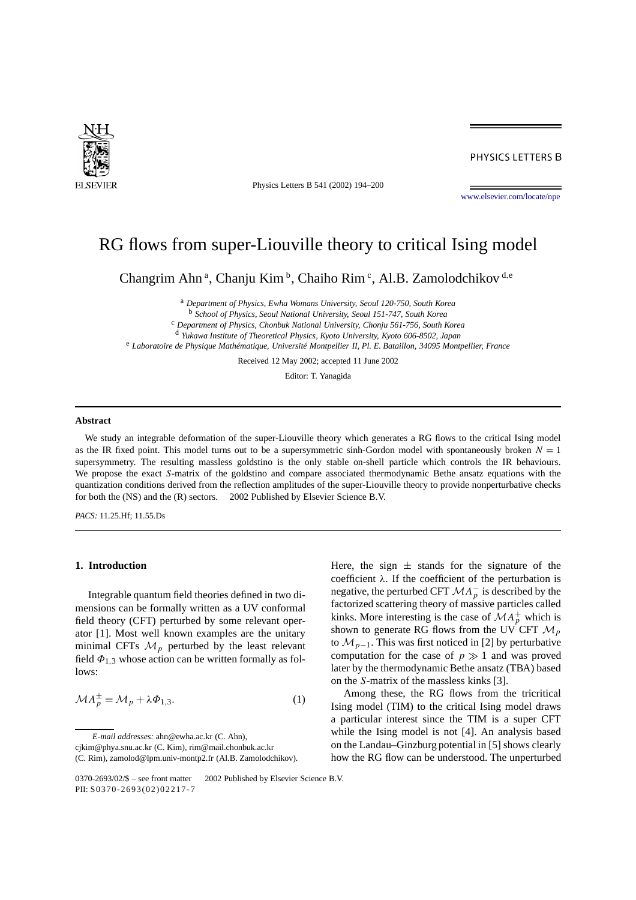# RG flows from super-Liouville theory to critical Ising model

Changrim Ahn [a], Chanju Kim [b], Chaiho Rim [c], Al.B. Zamolodchikov [d,e]

[a] *Department of Physics, Ewha Womans University, Seoul 120-750, South Korea*
[b] *School of Physics, Seoul National University, Seoul 151-747, South Korea*
[c] *Department of Physics, Chonbuk National University, Chonju 561-756, South Korea*
[d] *Yukawa Institute of Theoretical Physics, Kyoto University, Kyoto 606-8502, Japan*
[e] *Laboratoire de Physique Mathématique, Université Montpellier II, Pl. E. Bataillon, 34095 Montpellier, France*

Received 12 May 2002; accepted 11 June 2002

Editor: T. Yanagida

## Abstract

We study an integrable deformation of the super-Liouville theory which generates a RG flows to the critical Ising model as the IR fixed point. This model turns out to be a supersymmetric sinh-Gordon model with spontaneously broken $N = 1$ supersymmetry. The resulting massless goldstino is the only stable on-shell particle which controls the IR behaviours. We propose the exact *S*-matrix of the goldstino and compare associated thermodynamic Bethe ansatz equations with the quantization conditions derived from the reflection amplitudes of the super-Liouville theory to provide nonperturbative checks for both the (NS) and the (R) sectors. © 2002 Published by Elsevier Science B.V.

*PACS:* 11.25.Hf; 11.55.Ds

## 1. Introduction

Integrable quantum field theories defined in two dimensions can be formally written as a UV conformal field theory (CFT) perturbed by some relevant operator [1]. Most well known examples are the unitary minimal CFTs $\mathcal{M}_p$ perturbed by the least relevant field $\Phi_{1,3}$ whose action can be written formally as follows:

$$\mathcal{M}A_p^{\pm} = \mathcal{M}_p + \lambda\Phi_{1,3}. \tag{1}$$

Here, the sign $\pm$ stands for the signature of the coefficient $\lambda$. If the coefficient of the perturbation is negative, the perturbed CFT $\mathcal{M}A_p^{-}$ is described by the factorized scattering theory of massive particles called kinks. More interesting is the case of $\mathcal{M}A_p^{+}$ which is shown to generate RG flows from the UV CFT $\mathcal{M}_p$ to $\mathcal{M}_{p-1}$. This was first noticed in [2] by perturbative computation for the case of $p \gg 1$ and was proved later by the thermodynamic Bethe ansatz (TBA) based on the *S*-matrix of the massless kinks [3].

Among these, the RG flows from the tricritical Ising model (TIM) to the critical Ising model draws a particular interest since the TIM is a super CFT while the Ising model is not [4]. An analysis based on the Landau–Ginzburg potential in [5] shows clearly how the RG flow can be understood. The unperturbed

---

*E-mail addresses:* ahn@ewha.ac.kr (C. Ahn), cjkim@phya.snu.ac.kr (C. Kim), rim@mail.chonbuk.ac.kr (C. Rim), zamolod@lpm.univ-montp2.fr (Al.B. Zamolodchikov).

0370-2693/02/$ – see front matter © 2002 Published by Elsevier Science B.V.
PII: S0370-2693(02)02217-7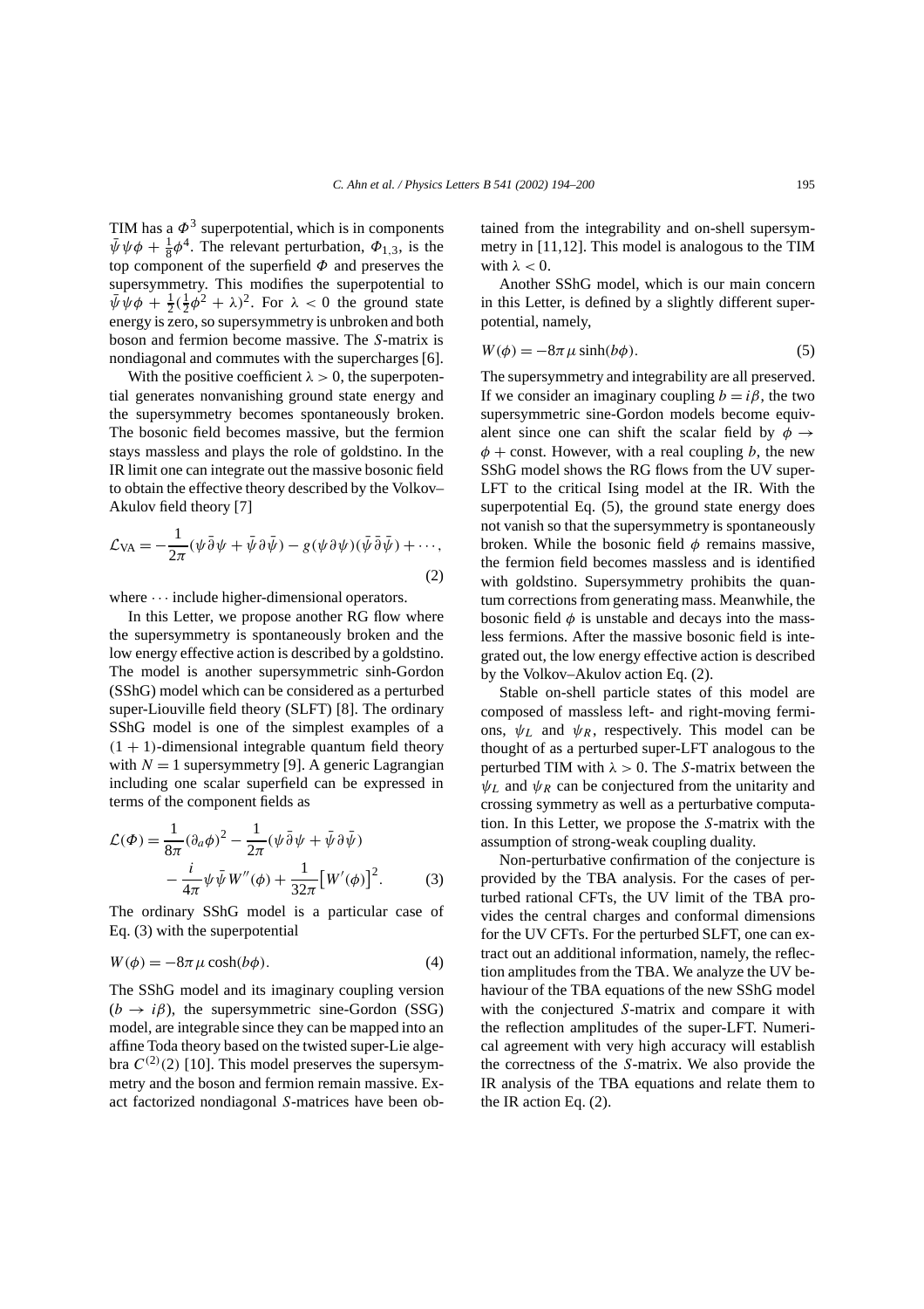TIM has a $\Phi^3$ superpotential, which is in components $\bar{\psi}\psi\phi + \frac{1}{8}\phi^4$. The relevant perturbation, $\Phi_{1,3}$, is the top component of the superfield $\Phi$ and preserves the supersymmetry. This modifies the superpotential to $\bar{\psi}\psi\phi + \frac{1}{2}(\frac{1}{2}\phi^2 + \lambda)^2$. For $\lambda < 0$ the ground state energy is zero, so supersymmetry is unbroken and both boson and fermion become massive. The $S$-matrix is nondiagonal and commutes with the supercharges [6].

With the positive coefficient $\lambda > 0$, the superpotential generates nonvanishing ground state energy and the supersymmetry becomes spontaneously broken. The bosonic field becomes massive, but the fermion stays massless and plays the role of goldstino. In the IR limit one can integrate out the massive bosonic field to obtain the effective theory described by the Volkov–Akulov field theory [7]

$$\mathcal{L}_{\text{VA}} = -\frac{1}{2\pi}(\psi\bar{\partial}\psi + \bar{\psi}\partial\bar{\psi}) - g(\psi\partial\psi)(\bar{\psi}\bar{\partial}\bar{\psi}) + \cdots, \tag{2}$$

where $\cdots$ include higher-dimensional operators.

In this Letter, we propose another RG flow where the supersymmetry is spontaneously broken and the low energy effective action is described by a goldstino. The model is another supersymmetric sinh-Gordon (SShG) model which can be considered as a perturbed super-Liouville field theory (SLFT) [8]. The ordinary SShG model is one of the simplest examples of a $(1+1)$-dimensional integrable quantum field theory with $N = 1$ supersymmetry [9]. A generic Lagrangian including one scalar superfield can be expressed in terms of the component fields as

$$\mathcal{L}(\Phi) = \frac{1}{8\pi}(\partial_a\phi)^2 - \frac{1}{2\pi}(\psi\bar{\partial}\psi + \bar{\psi}\partial\bar{\psi}) - \frac{i}{4\pi}\psi\bar{\psi}W''(\phi) + \frac{1}{32\pi}\big[W'(\phi)\big]^2. \tag{3}$$

The ordinary SShG model is a particular case of Eq. (3) with the superpotential

$$W(\phi) = -8\pi\mu\cosh(b\phi). \tag{4}$$

The SShG model and its imaginary coupling version $(b \to i\beta)$, the supersymmetric sine-Gordon (SSG) model, are integrable since they can be mapped into an affine Toda theory based on the twisted super-Lie algebra $C^{(2)}(2)$ [10]. This model preserves the supersymmetry and the boson and fermion remain massive. Exact factorized nondiagonal $S$-matrices have been obtained from the integrability and on-shell supersymmetry in [11,12]. This model is analogous to the TIM with $\lambda < 0$.

Another SShG model, which is our main concern in this Letter, is defined by a slightly different superpotential, namely,

$$W(\phi) = -8\pi\mu\sinh(b\phi). \tag{5}$$

The supersymmetry and integrability are all preserved. If we consider an imaginary coupling $b = i\beta$, the two supersymmetric sine-Gordon models become equivalent since one can shift the scalar field by $\phi \to \phi + \text{const}$. However, with a real coupling $b$, the new SShG model shows the RG flows from the UV super-LFT to the critical Ising model at the IR. With the superpotential Eq. (5), the ground state energy does not vanish so that the supersymmetry is spontaneously broken. While the bosonic field $\phi$ remains massive, the fermion field becomes massless and is identified with goldstino. Supersymmetry prohibits the quantum corrections from generating mass. Meanwhile, the bosonic field $\phi$ is unstable and decays into the massless fermions. After the massive bosonic field is integrated out, the low energy effective action is described by the Volkov–Akulov action Eq. (2).

Stable on-shell particle states of this model are composed of massless left- and right-moving fermions, $\psi_L$ and $\psi_R$, respectively. This model can be thought of as a perturbed super-LFT analogous to the perturbed TIM with $\lambda > 0$. The $S$-matrix between the $\psi_L$ and $\psi_R$ can be conjectured from the unitarity and crossing symmetry as well as a perturbative computation. In this Letter, we propose the $S$-matrix with the assumption of strong-weak coupling duality.

Non-perturbative confirmation of the conjecture is provided by the TBA analysis. For the cases of perturbed rational CFTs, the UV limit of the TBA provides the central charges and conformal dimensions for the UV CFTs. For the perturbed SLFT, one can extract out an additional information, namely, the reflection amplitudes from the TBA. We analyze the UV behaviour of the TBA equations of the new SShG model with the conjectured $S$-matrix and compare it with the reflection amplitudes of the super-LFT. Numerical agreement with very high accuracy will establish the correctness of the $S$-matrix. We also provide the IR analysis of the TBA equations and relate them to the IR action Eq. (2).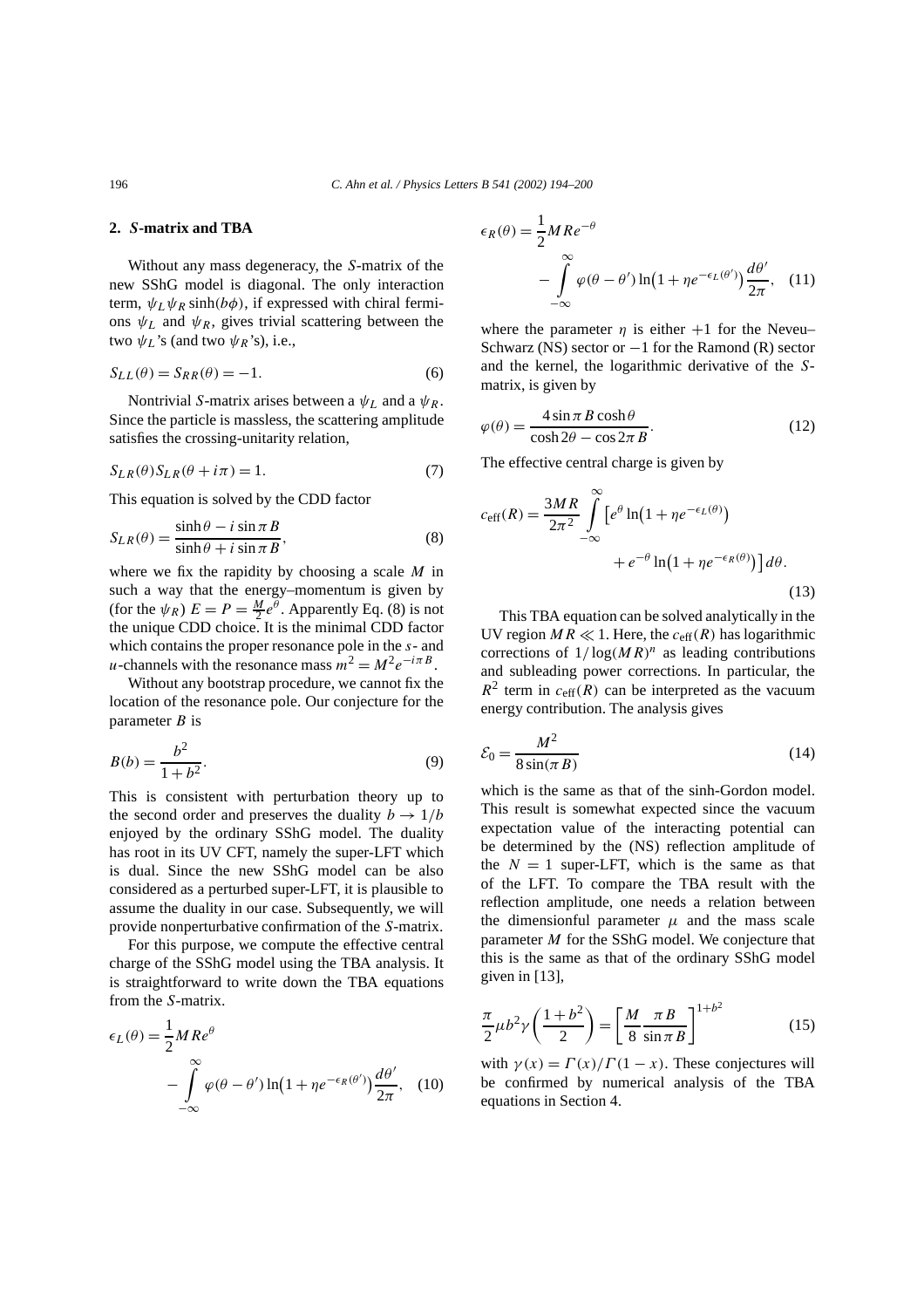## 2. *S*-matrix and TBA

Without any mass degeneracy, the *S*-matrix of the new SShG model is diagonal. The only interaction term, $\psi_L \psi_R \sinh(b\phi)$, if expressed with chiral fermions $\psi_L$ and $\psi_R$, gives trivial scattering between the two $\psi_L$'s (and two $\psi_R$'s), i.e.,

$$S_{LL}(\theta) = S_{RR}(\theta) = -1. \tag{6}$$

Nontrivial *S*-matrix arises between a $\psi_L$ and a $\psi_R$. Since the particle is massless, the scattering amplitude satisfies the crossing-unitarity relation,

$$S_{LR}(\theta) S_{LR}(\theta + i\pi) = 1. \tag{7}$$

This equation is solved by the CDD factor

$$S_{LR}(\theta) = \frac{\sinh\theta - i\sin\pi B}{\sinh\theta + i\sin\pi B}, \tag{8}$$

where we fix the rapidity by choosing a scale $M$ in such a way that the energy–momentum is given by (for the $\psi_R$) $E = P = \frac{M}{2} e^{\theta}$. Apparently Eq. (8) is not the unique CDD choice. It is the minimal CDD factor which contains the proper resonance pole in the $s$- and $u$-channels with the resonance mass $m^2 = M^2 e^{-i\pi B}$.

Without any bootstrap procedure, we cannot fix the location of the resonance pole. Our conjecture for the parameter $B$ is

$$B(b) = \frac{b^2}{1+b^2}. \tag{9}$$

This is consistent with perturbation theory up to the second order and preserves the duality $b \to 1/b$ enjoyed by the ordinary SShG model. The duality has root in its UV CFT, namely the super-LFT which is dual. Since the new SShG model can be also considered as a perturbed super-LFT, it is plausible to assume the duality in our case. Subsequently, we will provide nonperturbative confirmation of the *S*-matrix.

For this purpose, we compute the effective central charge of the SShG model using the TBA analysis. It is straightforward to write down the TBA equations from the *S*-matrix.

$$\epsilon_L(\theta) = \frac{1}{2} M R e^{\theta} - \int_{-\infty}^{\infty} \varphi(\theta - \theta') \ln\left(1 + \eta e^{-\epsilon_R(\theta')}\right) \frac{d\theta'}{2\pi}, \tag{10}$$

$$\epsilon_R(\theta) = \frac{1}{2} M R e^{-\theta} - \int_{-\infty}^{\infty} \varphi(\theta - \theta') \ln\left(1 + \eta e^{-\epsilon_L(\theta')}\right) \frac{d\theta'}{2\pi}, \tag{11}$$

where the parameter $\eta$ is either $+1$ for the Neveu–Schwarz (NS) sector or $-1$ for the Ramond (R) sector and the kernel, the logarithmic derivative of the *S*-matrix, is given by

$$\varphi(\theta) = \frac{4\sin\pi B \cosh\theta}{\cosh 2\theta - \cos 2\pi B}. \tag{12}$$

The effective central charge is given by

$$c_{\text{eff}}(R) = \frac{3MR}{2\pi^2} \int_{-\infty}^{\infty} \left[ e^{\theta} \ln\left(1 + \eta e^{-\epsilon_L(\theta)}\right) + e^{-\theta} \ln\left(1 + \eta e^{-\epsilon_R(\theta)}\right) \right] d\theta. \tag{13}$$

This TBA equation can be solved analytically in the UV region $MR \ll 1$. Here, the $c_{\text{eff}}(R)$ has logarithmic corrections of $1/\log(MR)^n$ as leading contributions and subleading power corrections. In particular, the $R^2$ term in $c_{\text{eff}}(R)$ can be interpreted as the vacuum energy contribution. The analysis gives

$$\mathcal{E}_0 = \frac{M^2}{8\sin(\pi B)} \tag{14}$$

which is the same as that of the sinh-Gordon model. This result is somewhat expected since the vacuum expectation value of the interacting potential can be determined by the (NS) reflection amplitude of the $N = 1$ super-LFT, which is the same as that of the LFT. To compare the TBA result with the reflection amplitude, one needs a relation between the dimensionful parameter $\mu$ and the mass scale parameter $M$ for the SShG model. We conjecture that this is the same as that of the ordinary SShG model given in [13],

$$\frac{\pi}{2} \mu b^2 \gamma\left(\frac{1+b^2}{2}\right) = \left[\frac{M}{8} \frac{\pi B}{\sin\pi B}\right]^{1+b^2} \tag{15}$$

with $\gamma(x) = \Gamma(x)/\Gamma(1-x)$. These conjectures will be confirmed by numerical analysis of the TBA equations in Section 4.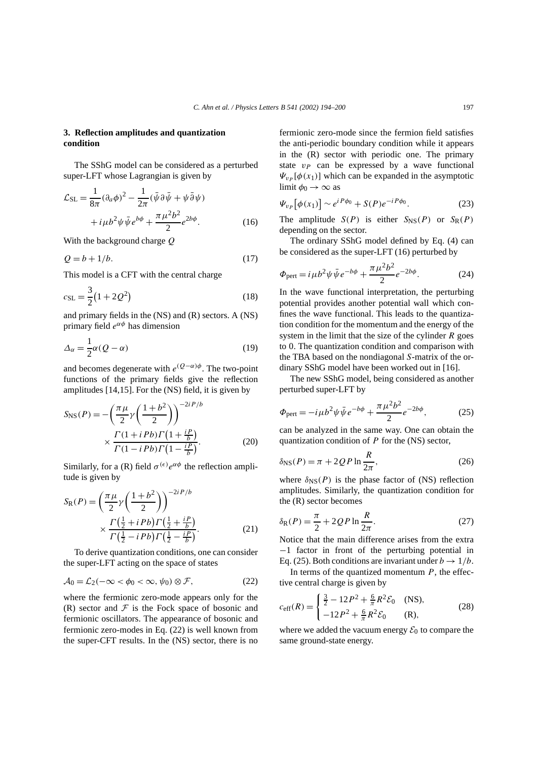## 3. Reflection amplitudes and quantization condition

The SShG model can be considered as a perturbed super-LFT whose Lagrangian is given by

$$\mathcal{L}_{\mathrm{SL}} = \frac{1}{8\pi}(\partial_a\phi)^2 - \frac{1}{2\pi}(\bar{\psi}\partial\bar{\psi} + \psi\bar{\partial}\psi) + i\mu b^2 \psi\bar{\psi} e^{b\phi} + \frac{\pi\mu^2 b^2}{2} e^{2b\phi}. \tag{16}$$

With the background charge $Q$

$$Q = b + 1/b. \tag{17}$$

This model is a CFT with the central charge

$$c_{\mathrm{SL}} = \frac{3}{2}\left(1 + 2Q^2\right) \tag{18}$$

and primary fields in the (NS) and (R) sectors. A (NS) primary field $e^{\alpha\phi}$ has dimension

$$\Delta_\alpha = \frac{1}{2}\alpha(Q - \alpha) \tag{19}$$

and becomes degenerate with $e^{(Q-\alpha)\phi}$. The two-point functions of the primary fields give the reflection amplitudes [14,15]. For the (NS) field, it is given by

$$S_{\mathrm{NS}}(P) = -\left(\frac{\pi\mu}{2}\gamma\left(\frac{1+b^2}{2}\right)\right)^{-2iP/b} \times \frac{\Gamma(1+iPb)\Gamma\left(1+\frac{iP}{b}\right)}{\Gamma(1-iPb)\Gamma\left(1-\frac{iP}{b}\right)}. \tag{20}$$

Similarly, for a (R) field $\sigma^{(\epsilon)}e^{\alpha\phi}$ the reflection amplitude is given by

$$S_{\mathrm{R}}(P) = \left(\frac{\pi\mu}{2}\gamma\left(\frac{1+b^2}{2}\right)\right)^{-2iP/b} \times \frac{\Gamma\left(\frac{1}{2}+iPb\right)\Gamma\left(\frac{1}{2}+\frac{iP}{b}\right)}{\Gamma\left(\frac{1}{2}-iPb\right)\Gamma\left(\frac{1}{2}-\frac{iP}{b}\right)}. \tag{21}$$

To derive quantization conditions, one can consider the super-LFT acting on the space of states

$$\mathcal{A}_0 = \mathcal{L}_2(-\infty < \phi_0 < \infty, \psi_0) \otimes \mathcal{F}, \tag{22}$$

where the fermionic zero-mode appears only for the (R) sector and $\mathcal{F}$ is the Fock space of bosonic and fermionic oscillators. The appearance of bosonic and fermionic zero-modes in Eq. (22) is well known from the super-CFT results. In the (NS) sector, there is no fermionic zero-mode since the fermion field satisfies the anti-periodic boundary condition while it appears in the (R) sector with periodic one. The primary state $v_P$ can be expressed by a wave functional $\Psi_{v_P}[\phi(x_1)]$ which can be expanded in the asymptotic limit $\phi_0 \to \infty$ as

$$\Psi_{v_P}\left[\phi(x_1)\right] \sim e^{iP\phi_0} + S(P)e^{-iP\phi_0}. \tag{23}$$

The amplitude $S(P)$ is either $S_{\mathrm{NS}}(P)$ or $S_{\mathrm{R}}(P)$ depending on the sector.

The ordinary SShG model defined by Eq. (4) can be considered as the super-LFT (16) perturbed by

$$\Phi_{\mathrm{pert}} = i\mu b^2 \psi\bar{\psi} e^{-b\phi} + \frac{\pi\mu^2 b^2}{2} e^{-2b\phi}. \tag{24}$$

In the wave functional interpretation, the perturbing potential provides another potential wall which confines the wave functional. This leads to the quantization condition for the momentum and the energy of the system in the limit that the size of the cylinder $R$ goes to 0. The quantization condition and comparison with the TBA based on the nondiagonal $S$-matrix of the ordinary SShG model have been worked out in [16].

The new SShG model, being considered as another perturbed super-LFT by

$$\Phi_{\mathrm{pert}} = -i\mu b^2 \psi\bar{\psi} e^{-b\phi} + \frac{\pi\mu^2 b^2}{2} e^{-2b\phi}, \tag{25}$$

can be analyzed in the same way. One can obtain the quantization condition of $P$ for the (NS) sector,

$$\delta_{\mathrm{NS}}(P) = \pi + 2QP\ln\frac{R}{2\pi}, \tag{26}$$

where $\delta_{\mathrm{NS}}(P)$ is the phase factor of (NS) reflection amplitudes. Similarly, the quantization condition for the (R) sector becomes

$$\delta_{\mathrm{R}}(P) = \frac{\pi}{2} + 2QP\ln\frac{R}{2\pi}. \tag{27}$$

Notice that the main difference arises from the extra $-1$ factor in front of the perturbing potential in Eq. (25). Both conditions are invariant under $b \to 1/b$.

In terms of the quantized momentum $P$, the effective central charge is given by

$$c_{\mathrm{eff}}(R) = \begin{cases} \frac{3}{2} - 12P^2 + \frac{6}{\pi}R^2\mathcal{E}_0 & \text{(NS)}, \\ -12P^2 + \frac{6}{\pi}R^2\mathcal{E}_0 & \text{(R)}, \end{cases} \tag{28}$$

where we added the vacuum energy $\mathcal{E}_0$ to compare the same ground-state energy.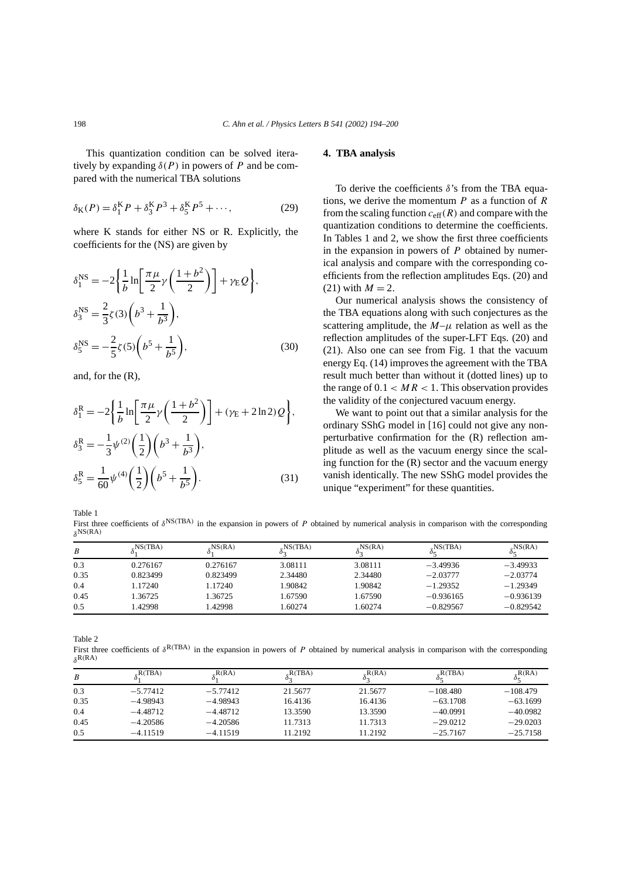This quantization condition can be solved iteratively by expanding $\delta(P)$ in powers of $P$ and be compared with the numerical TBA solutions

$$\delta_{\mathrm{K}}(P) = \delta_1^{\mathrm{K}} P + \delta_3^{\mathrm{K}} P^3 + \delta_5^{\mathrm{K}} P^5 + \cdots, \tag{29}$$

where K stands for either NS or R. Explicitly, the coefficients for the (NS) are given by

$$\begin{aligned}
\delta_1^{\mathrm{NS}} &= -2\left\{\frac{1}{b}\ln\left[\frac{\pi\mu}{2}\gamma\left(\frac{1+b^2}{2}\right)\right] + \gamma_{\mathrm{E}} Q\right\}, \\
\delta_3^{\mathrm{NS}} &= \frac{2}{3}\zeta(3)\left(b^3 + \frac{1}{b^3}\right), \\
\delta_5^{\mathrm{NS}} &= -\frac{2}{5}\zeta(5)\left(b^5 + \frac{1}{b^5}\right),
\end{aligned} \tag{30}$$

and, for the (R),

$$\begin{aligned}
\delta_1^{\mathrm{R}} &= -2\left\{\frac{1}{b}\ln\left[\frac{\pi\mu}{2}\gamma\left(\frac{1+b^2}{2}\right)\right] + (\gamma_{\mathrm{E}} + 2\ln 2) Q\right\}, \\
\delta_3^{\mathrm{R}} &= -\frac{1}{3}\psi^{(2)}\left(\frac{1}{2}\right)\left(b^3 + \frac{1}{b^3}\right), \\
\delta_5^{\mathrm{R}} &= \frac{1}{60}\psi^{(4)}\left(\frac{1}{2}\right)\left(b^5 + \frac{1}{b^5}\right).
\end{aligned} \tag{31}$$

## 4. TBA analysis

To derive the coefficients $\delta$'s from the TBA equations, we derive the momentum $P$ as a function of $R$ from the scaling function $c_{\mathrm{eff}}(R)$ and compare with the quantization conditions to determine the coefficients. In Tables 1 and 2, we show the first three coefficients in the expansion in powers of $P$ obtained by numerical analysis and compare with the corresponding coefficients from the reflection amplitudes Eqs. (20) and (21) with $M = 2$.

Our numerical analysis shows the consistency of the TBA equations along with such conjectures as the scattering amplitude, the $M$–$\mu$ relation as well as the reflection amplitudes of the super-LFT Eqs. (20) and (21). Also one can see from Fig. 1 that the vacuum energy Eq. (14) improves the agreement with the TBA result much better than without it (dotted lines) up to the range of $0.1 < MR < 1$. This observation provides the validity of the conjectured vacuum energy.

We want to point out that a similar analysis for the ordinary SShG model in [16] could not give any nonperturbative confirmation for the (R) reflection amplitude as well as the vacuum energy since the scaling function for the (R) sector and the vacuum energy vanish identically. The new SShG model provides the unique "experiment" for these quantities.

Table 1
First three coefficients of $\delta^{\mathrm{NS(TBA)}}$ in the expansion in powers of $P$ obtained by numerical analysis in comparison with the corresponding $\delta^{\mathrm{NS(RA)}}$

| $B$ | $\delta_1^{\mathrm{NS(TBA)}}$ | $\delta_1^{\mathrm{NS(RA)}}$ | $\delta_3^{\mathrm{NS(TBA)}}$ | $\delta_3^{\mathrm{NS(RA)}}$ | $\delta_5^{\mathrm{NS(TBA)}}$ | $\delta_5^{\mathrm{NS(RA)}}$ |
|---|---|---|---|---|---|---|
| 0.3 | 0.276167 | 0.276167 | 3.08111 | 3.08111 | −3.49936 | −3.49933 |
| 0.35 | 0.823499 | 0.823499 | 2.34480 | 2.34480 | −2.03777 | −2.03774 |
| 0.4 | 1.17240 | 1.17240 | 1.90842 | 1.90842 | −1.29352 | −1.29349 |
| 0.45 | 1.36725 | 1.36725 | 1.67590 | 1.67590 | −0.936165 | −0.936139 |
| 0.5 | 1.42998 | 1.42998 | 1.60274 | 1.60274 | −0.829567 | −0.829542 |

Table 2
First three coefficients of $\delta^{\mathrm{R(TBA)}}$ in the expansion in powers of $P$ obtained by numerical analysis in comparison with the corresponding $\delta^{\mathrm{R(RA)}}$

| $B$ | $\delta_1^{\mathrm{R(TBA)}}$ | $\delta_1^{\mathrm{R(RA)}}$ | $\delta_3^{\mathrm{R(TBA)}}$ | $\delta_3^{\mathrm{R(RA)}}$ | $\delta_5^{\mathrm{R(TBA)}}$ | $\delta_5^{\mathrm{R(RA)}}$ |
|---|---|---|---|---|---|---|
| 0.3 | −5.77412 | −5.77412 | 21.5677 | 21.5677 | −108.480 | −108.479 |
| 0.35 | −4.98943 | −4.98943 | 16.4136 | 16.4136 | −63.1708 | −63.1699 |
| 0.4 | −4.48712 | −4.48712 | 13.3590 | 13.3590 | −40.0991 | −40.0982 |
| 0.45 | −4.20586 | −4.20586 | 11.7313 | 11.7313 | −29.0212 | −29.0203 |
| 0.5 | −4.11519 | −4.11519 | 11.2192 | 11.2192 | −25.7167 | −25.7158 |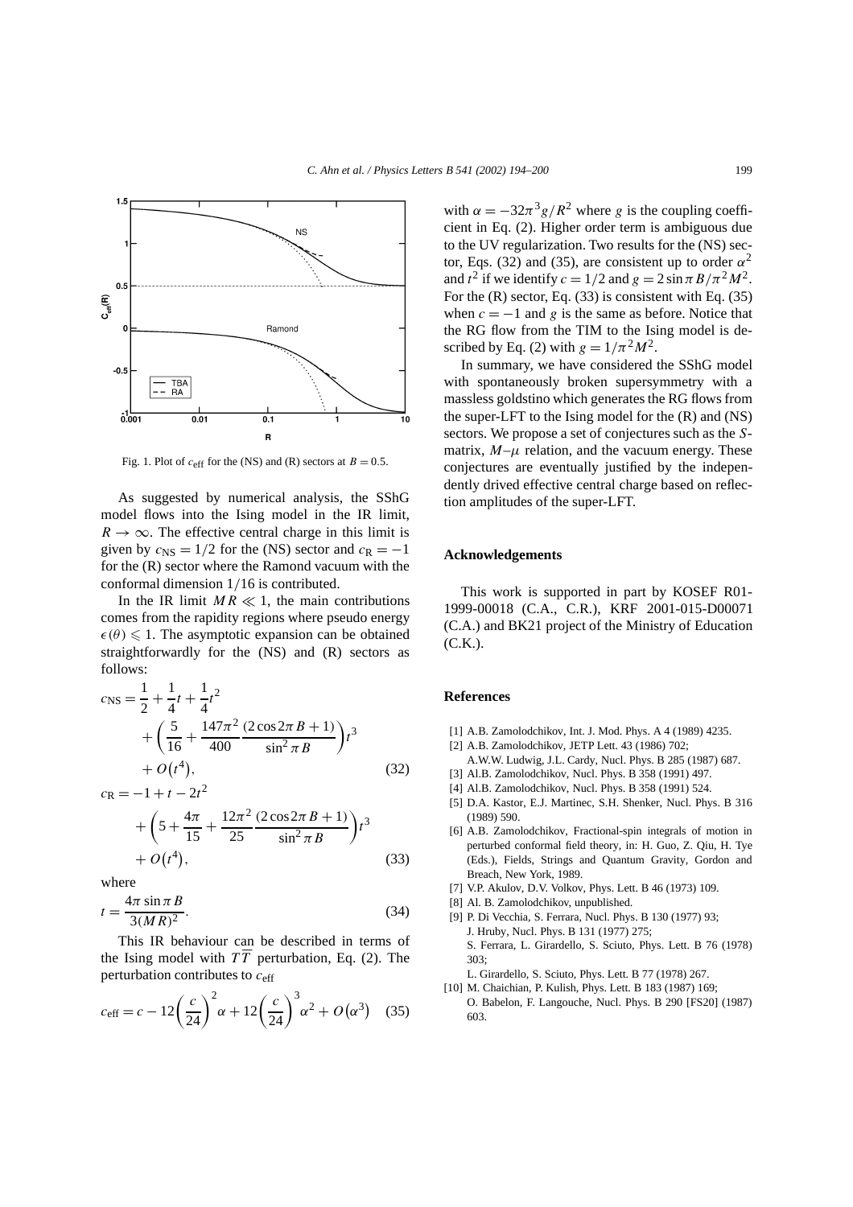Fig. 1. Plot of $c_{\text{eff}}$ for the (NS) and (R) sectors at $B = 0.5$.

As suggested by numerical analysis, the SShG model flows into the Ising model in the IR limit, $R \to \infty$. The effective central charge in this limit is given by $c_{\text{NS}} = 1/2$ for the (NS) sector and $c_{\text{R}} = -1$ for the (R) sector where the Ramond vacuum with the conformal dimension $1/16$ is contributed.

In the IR limit $MR \ll 1$, the main contributions comes from the rapidity regions where pseudo energy $\epsilon(\theta) \leqslant 1$. The asymptotic expansion can be obtained straightforwardly for the (NS) and (R) sectors as follows:

$$c_{\text{NS}} = \frac{1}{2} + \frac{1}{4}t + \frac{1}{4}t^2 + \left(\frac{5}{16} + \frac{147\pi^2}{400}\frac{(2\cos 2\pi B + 1)}{\sin^2 \pi B}\right)t^3 + O\left(t^4\right), \tag{32}$$

$$c_{\text{R}} = -1 + t - 2t^2 + \left(5 + \frac{4\pi}{15} + \frac{12\pi^2}{25}\frac{(2\cos 2\pi B + 1)}{\sin^2 \pi B}\right)t^3 + O\left(t^4\right), \tag{33}$$

where

$$t = \frac{4\pi \sin \pi B}{3(MR)^2}. \tag{34}$$

This IR behaviour can be described in terms of the Ising model with $T\overline{T}$ perturbation, Eq. (2). The perturbation contributes to $c_{\text{eff}}$

$$c_{\text{eff}} = c - 12\left(\frac{c}{24}\right)^2 \alpha + 12\left(\frac{c}{24}\right)^3 \alpha^2 + O\left(\alpha^3\right) \tag{35}$$

with $\alpha = -32\pi^3 g/R^2$ where $g$ is the coupling coefficient in Eq. (2). Higher order term is ambiguous due to the UV regularization. Two results for the (NS) sector, Eqs. (32) and (35), are consistent up to order $\alpha^2$ and $t^2$ if we identify $c = 1/2$ and $g = 2\sin \pi B/\pi^2 M^2$. For the (R) sector, Eq. (33) is consistent with Eq. (35) when $c = -1$ and $g$ is the same as before. Notice that the RG flow from the TIM to the Ising model is described by Eq. (2) with $g = 1/\pi^2 M^2$.

In summary, we have considered the SShG model with spontaneously broken supersymmetry with a massless goldstino which generates the RG flows from the super-LFT to the Ising model for the (R) and (NS) sectors. We propose a set of conjectures such as the $S$-matrix, $M$–$\mu$ relation, and the vacuum energy. These conjectures are eventually justified by the independently drived effective central charge based on reflection amplitudes of the super-LFT.

## Acknowledgements

This work is supported in part by KOSEF R01-1999-00018 (C.A., C.R.), KRF 2001-015-D00071 (C.A.) and BK21 project of the Ministry of Education (C.K.).

## References

[1] A.B. Zamolodchikov, Int. J. Mod. Phys. A 4 (1989) 4235.

[2] A.B. Zamolodchikov, JETP Lett. 43 (1986) 702;
A.W.W. Ludwig, J.L. Cardy, Nucl. Phys. B 285 (1987) 687.

[3] Al.B. Zamolodchikov, Nucl. Phys. B 358 (1991) 497.

[4] Al.B. Zamolodchikov, Nucl. Phys. B 358 (1991) 524.

[5] D.A. Kastor, E.J. Martinec, S.H. Shenker, Nucl. Phys. B 316 (1989) 590.

[6] A.B. Zamolodchikov, Fractional-spin integrals of motion in perturbed conformal field theory, in: H. Guo, Z. Qiu, H. Tye (Eds.), Fields, Strings and Quantum Gravity, Gordon and Breach, New York, 1989.

[7] V.P. Akulov, D.V. Volkov, Phys. Lett. B 46 (1973) 109.

[8] Al. B. Zamolodchikov, unpublished.

[9] P. Di Vecchia, S. Ferrara, Nucl. Phys. B 130 (1977) 93;
J. Hruby, Nucl. Phys. B 131 (1977) 275;
S. Ferrara, L. Girardello, S. Sciuto, Phys. Lett. B 76 (1978) 303;
L. Girardello, S. Sciuto, Phys. Lett. B 77 (1978) 267.

[10] M. Chaichian, P. Kulish, Phys. Lett. B 183 (1987) 169;
O. Babelon, F. Langouche, Nucl. Phys. B 290 [FS20] (1987) 603.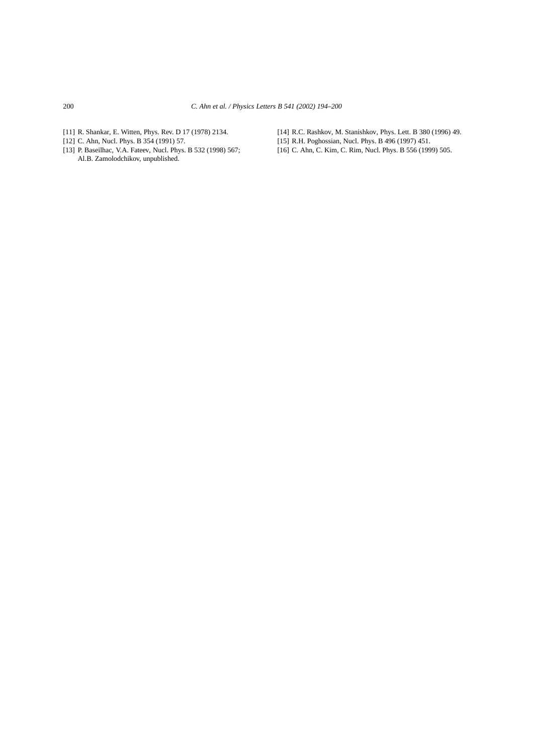[11] R. Shankar, E. Witten, Phys. Rev. D 17 (1978) 2134.
[12] C. Ahn, Nucl. Phys. B 354 (1991) 57.
[13] P. Baseilhac, V.A. Fateev, Nucl. Phys. B 532 (1998) 567; Al.B. Zamolodchikov, unpublished.
[14] R.C. Rashkov, M. Stanishkov, Phys. Lett. B 380 (1996) 49.
[15] R.H. Poghossian, Nucl. Phys. B 496 (1997) 451.
[16] C. Ahn, C. Kim, C. Rim, Nucl. Phys. B 556 (1999) 505.